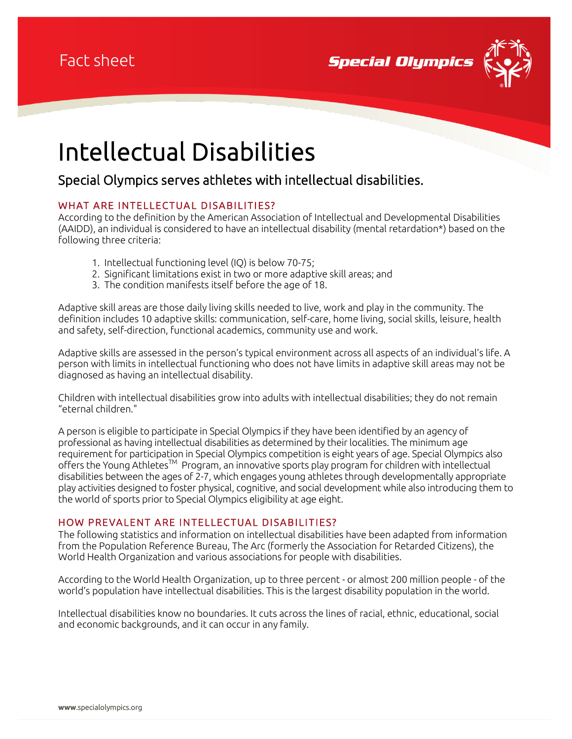Fact sheet

Special Olympics

# Intellectual Disabilities

## Special Olympics serves athletes with intellectual disabilities.

### WHAT ARE INTELLECTUAL DISABILITIES?

According to the definition by the American Association of Intellectual and Developmental Disabilities (AAIDD), an individual is considered to have an intellectual disability (mental retardation*) based on the following three criteria:

1. Intellectual functioning level (IQ) is below 70-75;
2. Significant limitations exist in two or more adaptive skill areas; and
3. The condition manifests itself before the age of 18.

Adaptive skill areas are those daily living skills needed to live, work and play in the community. The definition includes 10 adaptive skills: communication, self-care, home living, social skills, leisure, health and safety, self-direction, functional academics, community use and work.

Adaptive skills are assessed in the person's typical environment across all aspects of an individual's life. A person with limits in intellectual functioning who does not have limits in adaptive skill areas may not be diagnosed as having an intellectual disability.

Children with intellectual disabilities grow into adults with intellectual disabilities; they do not remain "eternal children."

A person is eligible to participate in Special Olympics if they have been identified by an agency of professional as having intellectual disabilities as determined by their localities. The minimum age requirement for participation in Special Olympics competition is eight years of age. Special Olympics also offers the Young Athletes™ Program, an innovative sports play program for children with intellectual disabilities between the ages of 2-7, which engages young athletes through developmentally appropriate play activities designed to foster physical, cognitive, and social development while also introducing them to the world of sports prior to Special Olympics eligibility at age eight.

### HOW PREVALENT ARE INTELLECTUAL DISABILITIES?

The following statistics and information on intellectual disabilities have been adapted from information from the Population Reference Bureau, The Arc (formerly the Association for Retarded Citizens), the World Health Organization and various associations for people with disabilities.

According to the World Health Organization, up to three percent - or almost 200 million people - of the world's population have intellectual disabilities. This is the largest disability population in the world.

Intellectual disabilities know no boundaries. It cuts across the lines of racial, ethnic, educational, social and economic backgrounds, and it can occur in any family.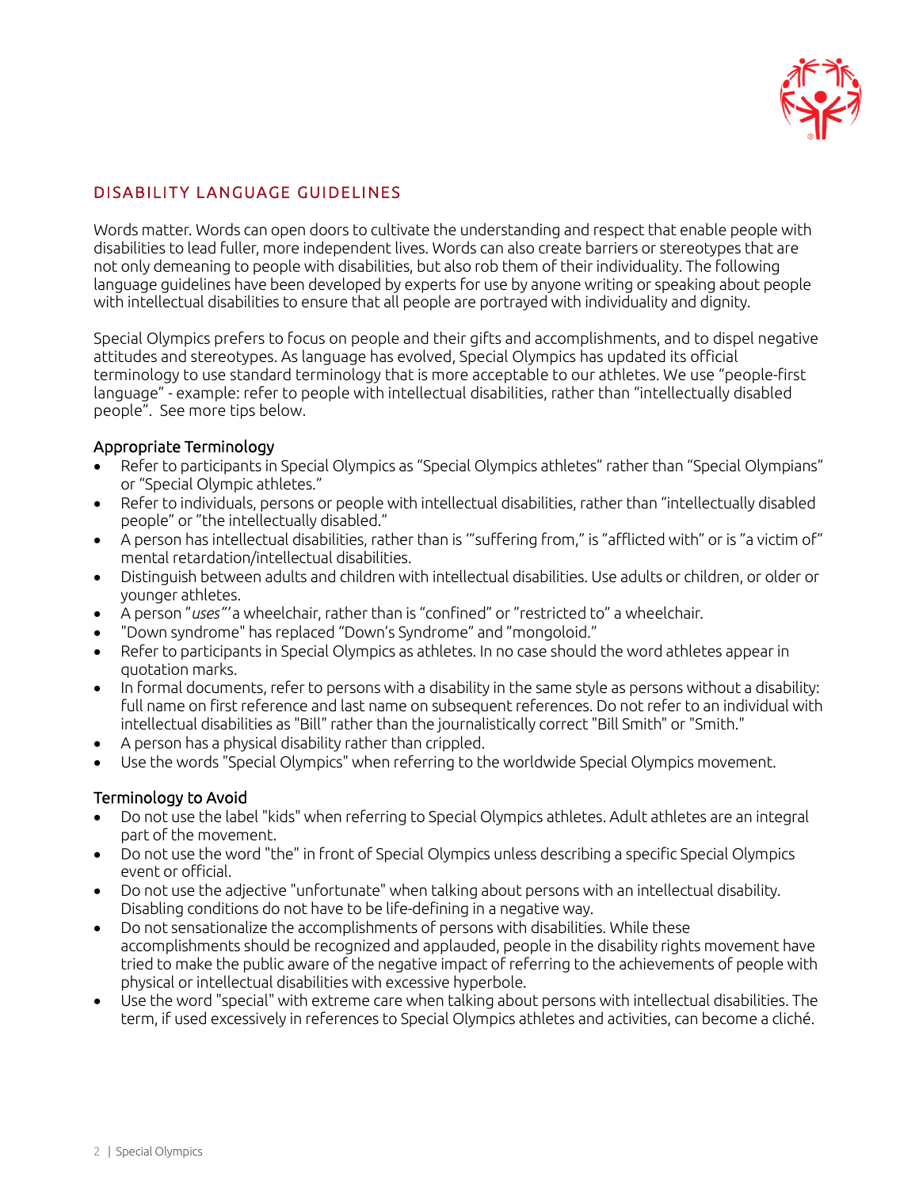## DISABILITY LANGUAGE GUIDELINES

Words matter. Words can open doors to cultivate the understanding and respect that enable people with disabilities to lead fuller, more independent lives. Words can also create barriers or stereotypes that are not only demeaning to people with disabilities, but also rob them of their individuality. The following language guidelines have been developed by experts for use by anyone writing or speaking about people with intellectual disabilities to ensure that all people are portrayed with individuality and dignity.

Special Olympics prefers to focus on people and their gifts and accomplishments, and to dispel negative attitudes and stereotypes. As language has evolved, Special Olympics has updated its official terminology to use standard terminology that is more acceptable to our athletes. We use "people-first language" - example: refer to people with intellectual disabilities, rather than "intellectually disabled people". See more tips below.

### Appropriate Terminology

- Refer to participants in Special Olympics as "Special Olympics athletes" rather than "Special Olympians" or "Special Olympic athletes."
- Refer to individuals, persons or people with intellectual disabilities, rather than "intellectually disabled people" or "the intellectually disabled."
- A person has intellectual disabilities, rather than is '"suffering from," is "afflicted with" or is "a victim of" mental retardation/intellectual disabilities.
- Distinguish between adults and children with intellectual disabilities. Use adults or children, or older or younger athletes.
- A person "*uses*"' a wheelchair, rather than is "confined" or "restricted to" a wheelchair.
- "Down syndrome" has replaced "Down's Syndrome" and "mongoloid."
- Refer to participants in Special Olympics as athletes. In no case should the word athletes appear in quotation marks.
- In formal documents, refer to persons with a disability in the same style as persons without a disability: full name on first reference and last name on subsequent references. Do not refer to an individual with intellectual disabilities as "Bill" rather than the journalistically correct "Bill Smith" or "Smith."
- A person has a physical disability rather than crippled.
- Use the words "Special Olympics" when referring to the worldwide Special Olympics movement.

### Terminology to Avoid

- Do not use the label "kids" when referring to Special Olympics athletes. Adult athletes are an integral part of the movement.
- Do not use the word "the" in front of Special Olympics unless describing a specific Special Olympics event or official.
- Do not use the adjective "unfortunate" when talking about persons with an intellectual disability. Disabling conditions do not have to be life-defining in a negative way.
- Do not sensationalize the accomplishments of persons with disabilities. While these accomplishments should be recognized and applauded, people in the disability rights movement have tried to make the public aware of the negative impact of referring to the achievements of people with physical or intellectual disabilities with excessive hyperbole.
- Use the word "special" with extreme care when talking about persons with intellectual disabilities. The term, if used excessively in references to Special Olympics athletes and activities, can become a cliché.